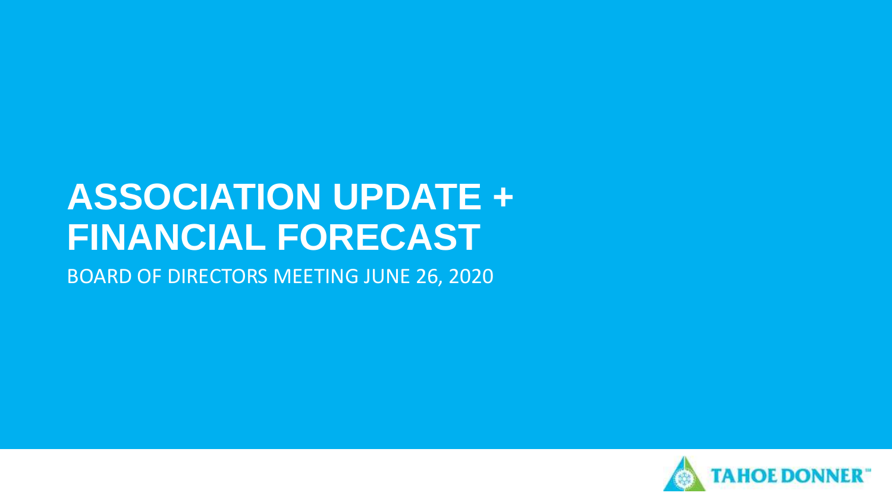# ASSOCIATION UPDATE + FINANCIAL FORECAST

BOARD OF DIRECTORS MEETING JUNE 26, 2020

TAHOE DONNER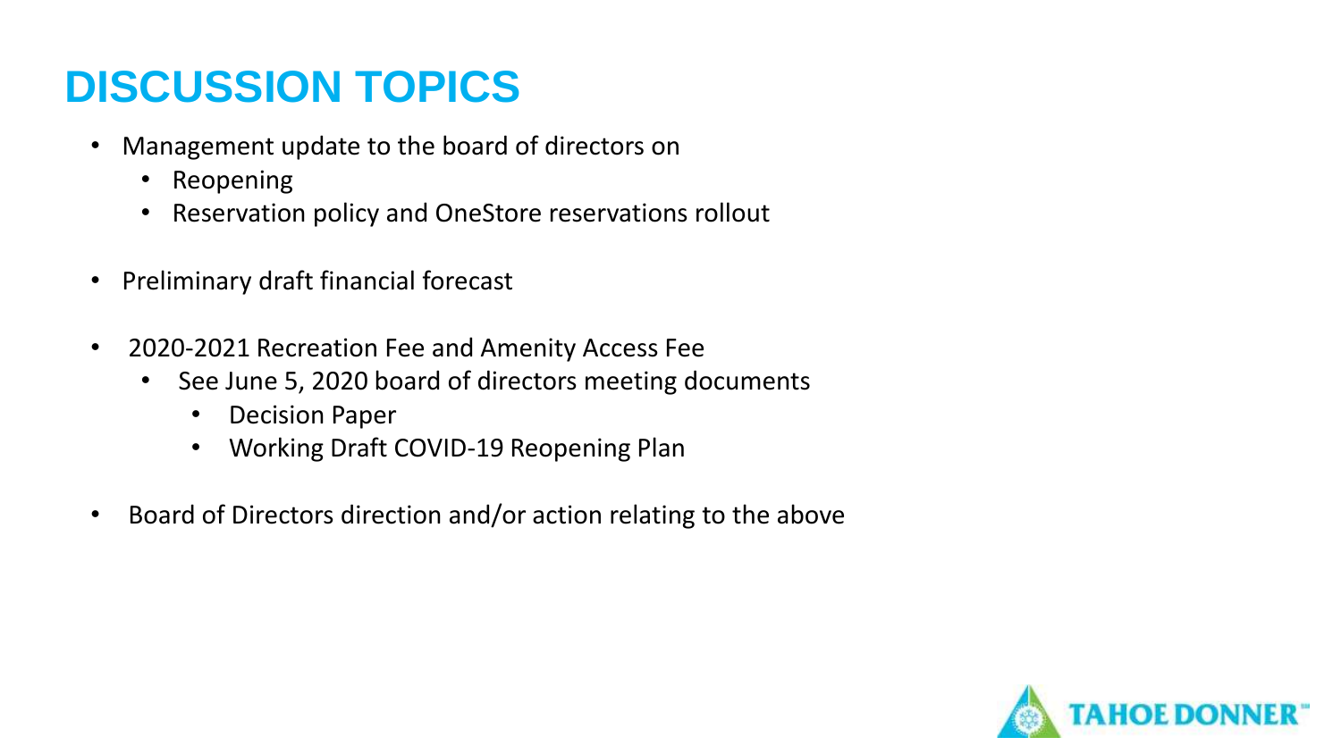# DISCUSSION TOPICS

- Management update to the board of directors on
  - Reopening
  - Reservation policy and OneStore reservations rollout
- Preliminary draft financial forecast
- 2020-2021 Recreation Fee and Amenity Access Fee
  - See June 5, 2020 board of directors meeting documents
    - Decision Paper
    - Working Draft COVID-19 Reopening Plan
- Board of Directors direction and/or action relating to the above

TAHOE DONNER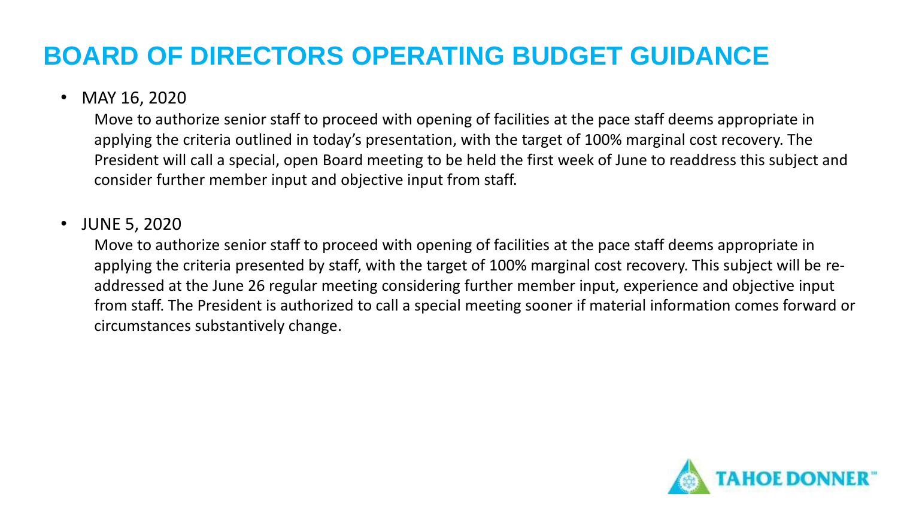# BOARD OF DIRECTORS OPERATING BUDGET GUIDANCE

- MAY 16, 2020

  Move to authorize senior staff to proceed with opening of facilities at the pace staff deems appropriate in applying the criteria outlined in today's presentation, with the target of 100% marginal cost recovery. The President will call a special, open Board meeting to be held the first week of June to readdress this subject and consider further member input and objective input from staff.

- JUNE 5, 2020

  Move to authorize senior staff to proceed with opening of facilities at the pace staff deems appropriate in applying the criteria presented by staff, with the target of 100% marginal cost recovery. This subject will be re-addressed at the June 26 regular meeting considering further member input, experience and objective input from staff. The President is authorized to call a special meeting sooner if material information comes forward or circumstances substantively change.